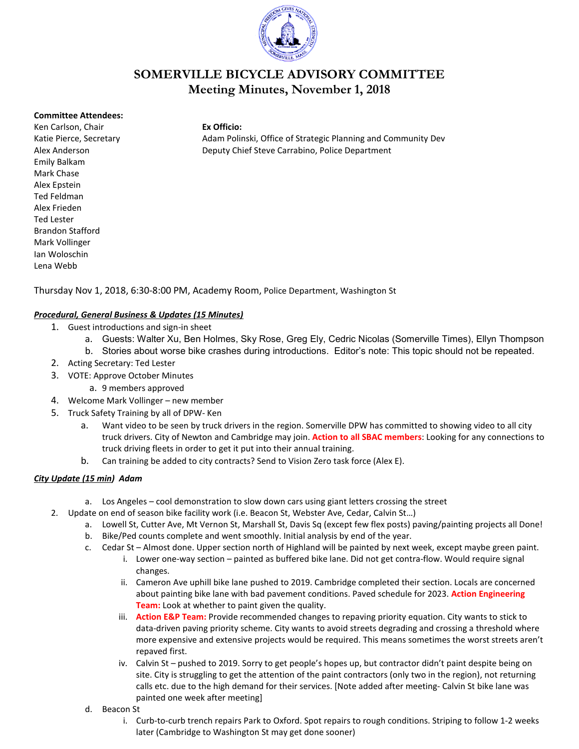# SOMERVILLE BICYCLE ADVISORY COMMITTEE
## Meeting Minutes, November 1, 2018

**Committee Attendees:**

Ken Carlson, Chair
Katie Pierce, Secretary
Alex Anderson
Emily Balkam
Mark Chase
Alex Epstein
Ted Feldman
Alex Frieden
Ted Lester
Brandon Stafford
Mark Vollinger
Ian Woloschin
Lena Webb

**Ex Officio:**

Adam Polinski, Office of Strategic Planning and Community Dev
Deputy Chief Steve Carrabino, Police Department

Thursday Nov 1, 2018, 6:30-8:00 PM, Academy Room, Police Department, Washington St

***Procedural, General Business & Updates (15 Minutes)***

1. Guest introductions and sign-in sheet
   a. Guests: Walter Xu, Ben Holmes, Sky Rose, Greg Ely, Cedric Nicolas (Somerville Times), Ellyn Thompson
   b. Stories about worse bike crashes during introductions. Editor's note: This topic should not be repeated.
2. Acting Secretary: Ted Lester
3. VOTE: Approve October Minutes
   a. 9 members approved
4. Welcome Mark Vollinger – new member
5. Truck Safety Training by all of DPW- Ken
   a. Want video to be seen by truck drivers in the region. Somerville DPW has committed to showing video to all city truck drivers. City of Newton and Cambridge may join. **Action to all SBAC members**: Looking for any connections to truck driving fleets in order to get it put into their annual training.
   b. Can training be added to city contracts? Send to Vision Zero task force (Alex E).

***City Update (15 min) Adam***

   a. Los Angeles – cool demonstration to slow down cars using giant letters crossing the street
2. Update on end of season bike facility work (i.e. Beacon St, Webster Ave, Cedar, Calvin St…)
   a. Lowell St, Cutter Ave, Mt Vernon St, Marshall St, Davis Sq (except few flex posts) paving/painting projects all Done!
   b. Bike/Ped counts complete and went smoothly. Initial analysis by end of the year.
   c. Cedar St – Almost done. Upper section north of Highland will be painted by next week, except maybe green paint.
      i. Lower one-way section – painted as buffered bike lane. Did not get contra-flow. Would require signal changes.
      ii. Cameron Ave uphill bike lane pushed to 2019. Cambridge completed their section. Locals are concerned about painting bike lane with bad pavement conditions. Paved schedule for 2023. **Action Engineering Team:** Look at whether to paint given the quality.
      iii. **Action E&P Team:** Provide recommended changes to repaving priority equation. City wants to stick to data-driven paving priority scheme. City wants to avoid streets degrading and crossing a threshold where more expensive and extensive projects would be required. This means sometimes the worst streets aren't repaved first.
      iv. Calvin St – pushed to 2019. Sorry to get people's hopes up, but contractor didn't paint despite being on site. City is struggling to get the attention of the paint contractors (only two in the region), not returning calls etc. due to the high demand for their services. [Note added after meeting- Calvin St bike lane was painted one week after meeting]
   d. Beacon St
      i. Curb-to-curb trench repairs Park to Oxford. Spot repairs to rough conditions. Striping to follow 1-2 weeks later (Cambridge to Washington St may get done sooner)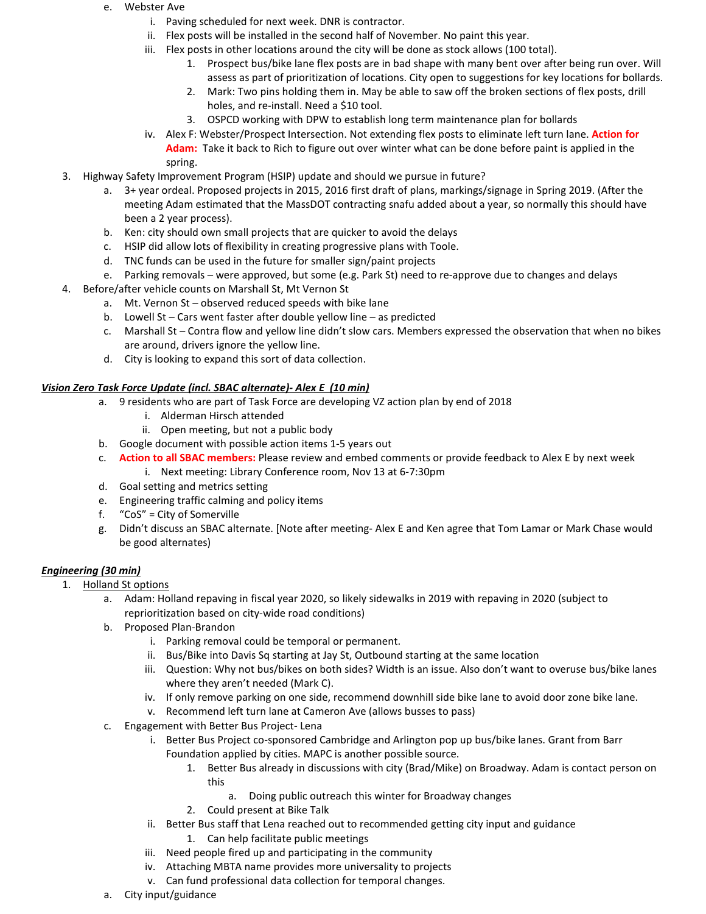- e. Webster Ave
    - i. Paving scheduled for next week. DNR is contractor.
    - ii. Flex posts will be installed in the second half of November. No paint this year.
    - iii. Flex posts in other locations around the city will be done as stock allows (100 total).
        1. Prospect bus/bike lane flex posts are in bad shape with many bent over after being run over. Will assess as part of prioritization of locations. City open to suggestions for key locations for bollards.
        2. Mark: Two pins holding them in. May be able to saw off the broken sections of flex posts, drill holes, and re-install. Need a $10 tool.
        3. OSPCD working with DPW to establish long term maintenance plan for bollards
    - iv. Alex F: Webster/Prospect Intersection. Not extending flex posts to eliminate left turn lane. **Action for Adam:** Take it back to Rich to figure out over winter what can be done before paint is applied in the spring.

3. Highway Safety Improvement Program (HSIP) update and should we pursue in future?
    - a. 3+ year ordeal. Proposed projects in 2015, 2016 first draft of plans, markings/signage in Spring 2019. (After the meeting Adam estimated that the MassDOT contracting snafu added about a year, so normally this should have been a 2 year process).
    - b. Ken: city should own small projects that are quicker to avoid the delays
    - c. HSIP did allow lots of flexibility in creating progressive plans with Toole.
    - d. TNC funds can be used in the future for smaller sign/paint projects
    - e. Parking removals – were approved, but some (e.g. Park St) need to re-approve due to changes and delays
4. Before/after vehicle counts on Marshall St, Mt Vernon St
    - a. Mt. Vernon St – observed reduced speeds with bike lane
    - b. Lowell St – Cars went faster after double yellow line – as predicted
    - c. Marshall St – Contra flow and yellow line didn't slow cars. Members expressed the observation that when no bikes are around, drivers ignore the yellow line.
    - d. City is looking to expand this sort of data collection.

***Vision Zero Task Force Update (incl. SBAC alternate)- Alex E (10 min)***

- a. 9 residents who are part of Task Force are developing VZ action plan by end of 2018
    - i. Alderman Hirsch attended
    - ii. Open meeting, but not a public body
- b. Google document with possible action items 1-5 years out
- c. **Action to all SBAC members:** Please review and embed comments or provide feedback to Alex E by next week
    - i. Next meeting: Library Conference room, Nov 13 at 6-7:30pm
- d. Goal setting and metrics setting
- e. Engineering traffic calming and policy items
- f. "CoS" = City of Somerville
- g. Didn't discuss an SBAC alternate. [Note after meeting- Alex E and Ken agree that Tom Lamar or Mark Chase would be good alternates)

***Engineering (30 min)***

1. Holland St options
    - a. Adam: Holland repaving in fiscal year 2020, so likely sidewalks in 2019 with repaving in 2020 (subject to reprioritization based on city-wide road conditions)
    - b. Proposed Plan-Brandon
        - i. Parking removal could be temporal or permanent.
        - ii. Bus/Bike into Davis Sq starting at Jay St, Outbound starting at the same location
        - iii. Question: Why not bus/bikes on both sides? Width is an issue. Also don't want to overuse bus/bike lanes where they aren't needed (Mark C).
        - iv. If only remove parking on one side, recommend downhill side bike lane to avoid door zone bike lane.
        - v. Recommend left turn lane at Cameron Ave (allows busses to pass)
    - c. Engagement with Better Bus Project- Lena
        - i. Better Bus Project co-sponsored Cambridge and Arlington pop up bus/bike lanes. Grant from Barr Foundation applied by cities. MAPC is another possible source.
            1. Better Bus already in discussions with city (Brad/Mike) on Broadway. Adam is contact person on this
                - a. Doing public outreach this winter for Broadway changes
            2. Could present at Bike Talk
        - ii. Better Bus staff that Lena reached out to recommended getting city input and guidance
            1. Can help facilitate public meetings
        - iii. Need people fired up and participating in the community
        - iv. Attaching MBTA name provides more universality to projects
        - v. Can fund professional data collection for temporal changes.
    - a. City input/guidance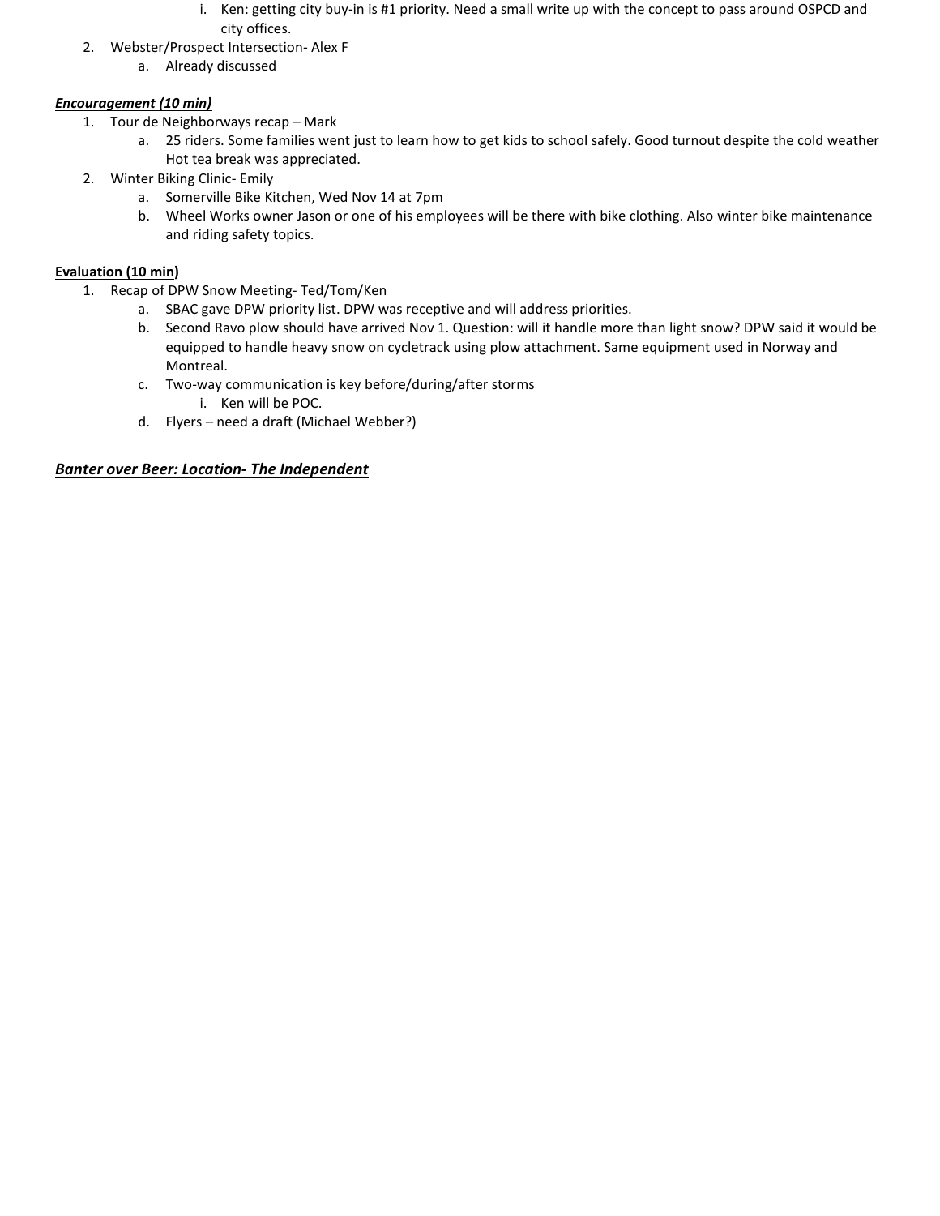i. Ken: getting city buy-in is #1 priority. Need a small write up with the concept to pass around OSPCD and city offices.

2. Webster/Prospect Intersection- Alex F
   a. Already discussed

***Encouragement (10 min)***

1. Tour de Neighborways recap – Mark
   a. 25 riders. Some families went just to learn how to get kids to school safely. Good turnout despite the cold weather Hot tea break was appreciated.
2. Winter Biking Clinic- Emily
   a. Somerville Bike Kitchen, Wed Nov 14 at 7pm
   b. Wheel Works owner Jason or one of his employees will be there with bike clothing. Also winter bike maintenance and riding safety topics.

**Evaluation (10 min)**

1. Recap of DPW Snow Meeting- Ted/Tom/Ken
   a. SBAC gave DPW priority list. DPW was receptive and will address priorities.
   b. Second Ravo plow should have arrived Nov 1. Question: will it handle more than light snow? DPW said it would be equipped to handle heavy snow on cycletrack using plow attachment. Same equipment used in Norway and Montreal.
   c. Two-way communication is key before/during/after storms
      i. Ken will be POC.
   d. Flyers – need a draft (Michael Webber?)

***Banter over Beer: Location- The Independent***